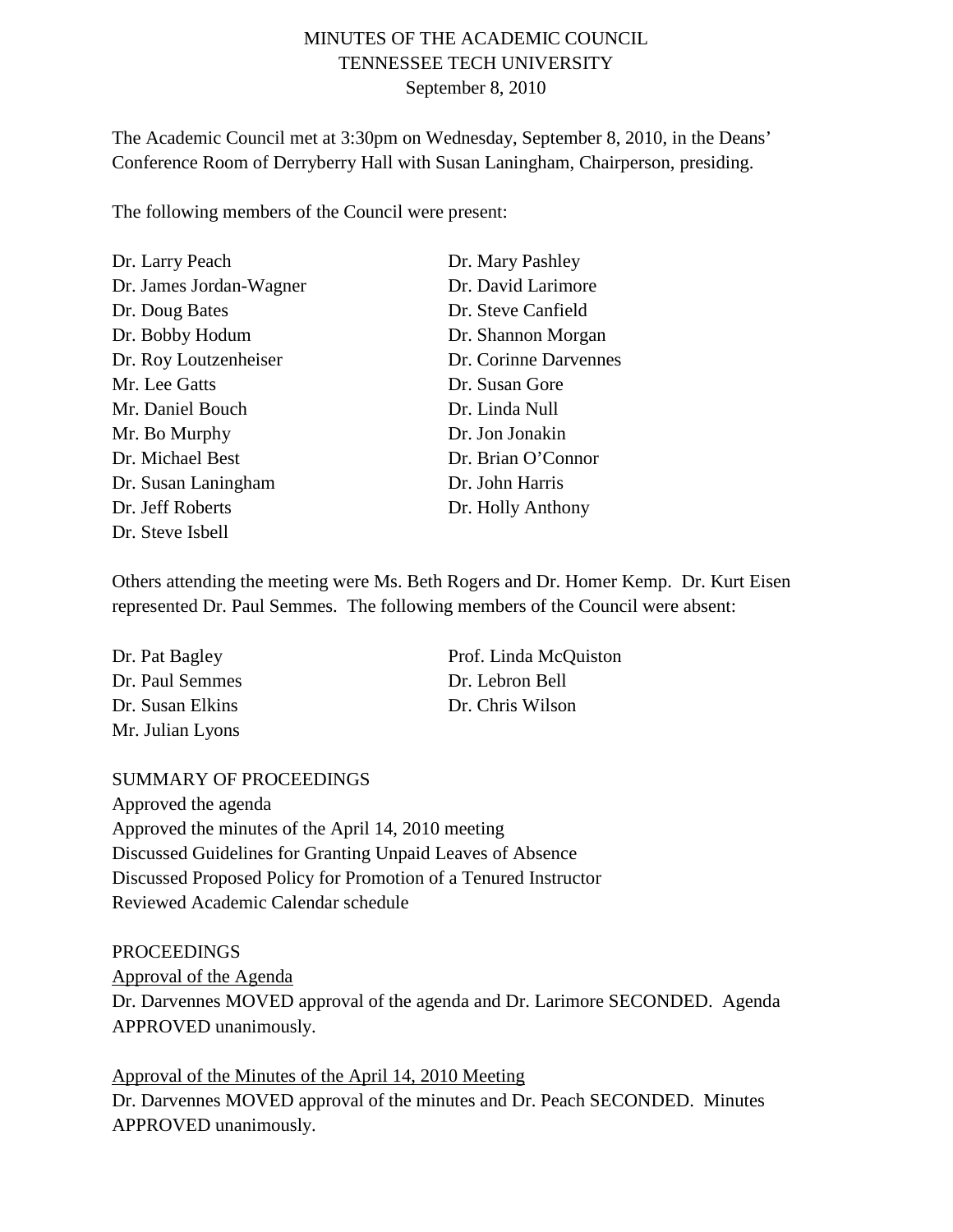# MINUTES OF THE ACADEMIC COUNCIL
# TENNESSEE TECH UNIVERSITY
# September 8, 2010

The Academic Council met at 3:30pm on Wednesday, September 8, 2010, in the Deans' Conference Room of Derryberry Hall with Susan Laningham, Chairperson, presiding.

The following members of the Council were present:

Dr. Larry Peach
Dr. James Jordan-Wagner
Dr. Doug Bates
Dr. Bobby Hodum
Dr. Roy Loutzenheiser
Mr. Lee Gatts
Mr. Daniel Bouch
Mr. Bo Murphy
Dr. Michael Best
Dr. Susan Laningham
Dr. Jeff Roberts
Dr. Steve Isbell
Dr. Mary Pashley
Dr. David Larimore
Dr. Steve Canfield
Dr. Shannon Morgan
Dr. Corinne Darvennes
Dr. Susan Gore
Dr. Linda Null
Dr. Jon Jonakin
Dr. Brian O'Connor
Dr. John Harris
Dr. Holly Anthony

Others attending the meeting were Ms. Beth Rogers and Dr. Homer Kemp. Dr. Kurt Eisen represented Dr. Paul Semmes. The following members of the Council were absent:

Dr. Pat Bagley
Dr. Paul Semmes
Dr. Susan Elkins
Mr. Julian Lyons
Prof. Linda McQuiston
Dr. Lebron Bell
Dr. Chris Wilson

SUMMARY OF PROCEEDINGS
Approved the agenda
Approved the minutes of the April 14, 2010 meeting
Discussed Guidelines for Granting Unpaid Leaves of Absence
Discussed Proposed Policy for Promotion of a Tenured Instructor
Reviewed Academic Calendar schedule

PROCEEDINGS

Approval of the Agenda

Dr. Darvennes MOVED approval of the agenda and Dr. Larimore SECONDED. Agenda APPROVED unanimously.

Approval of the Minutes of the April 14, 2010 Meeting

Dr. Darvennes MOVED approval of the minutes and Dr. Peach SECONDED. Minutes APPROVED unanimously.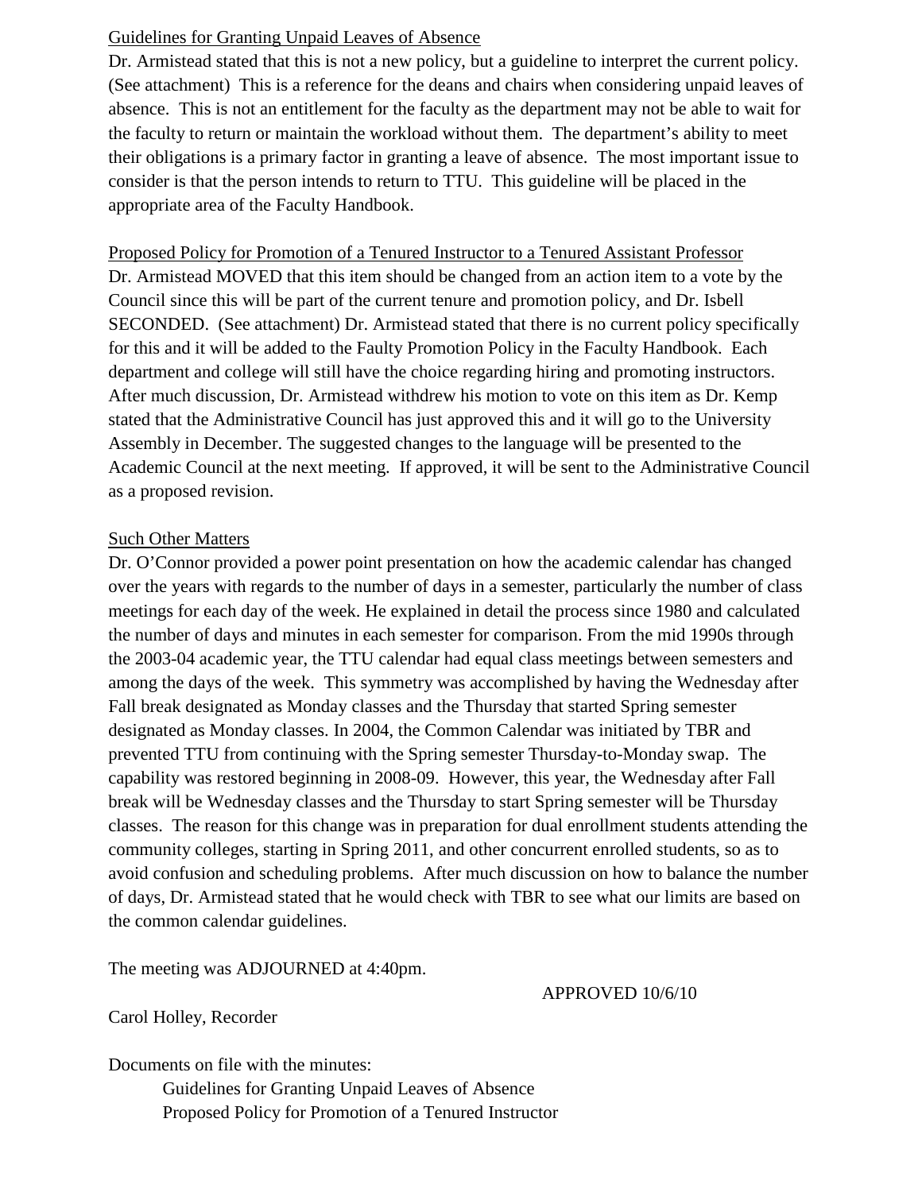Guidelines for Granting Unpaid Leaves of Absence

Dr. Armistead stated that this is not a new policy, but a guideline to interpret the current policy. (See attachment) This is a reference for the deans and chairs when considering unpaid leaves of absence. This is not an entitlement for the faculty as the department may not be able to wait for the faculty to return or maintain the workload without them. The department's ability to meet their obligations is a primary factor in granting a leave of absence. The most important issue to consider is that the person intends to return to TTU. This guideline will be placed in the appropriate area of the Faculty Handbook.

Proposed Policy for Promotion of a Tenured Instructor to a Tenured Assistant Professor

Dr. Armistead MOVED that this item should be changed from an action item to a vote by the Council since this will be part of the current tenure and promotion policy, and Dr. Isbell SECONDED. (See attachment) Dr. Armistead stated that there is no current policy specifically for this and it will be added to the Faulty Promotion Policy in the Faculty Handbook. Each department and college will still have the choice regarding hiring and promoting instructors. After much discussion, Dr. Armistead withdrew his motion to vote on this item as Dr. Kemp stated that the Administrative Council has just approved this and it will go to the University Assembly in December. The suggested changes to the language will be presented to the Academic Council at the next meeting. If approved, it will be sent to the Administrative Council as a proposed revision.

Such Other Matters

Dr. O'Connor provided a power point presentation on how the academic calendar has changed over the years with regards to the number of days in a semester, particularly the number of class meetings for each day of the week. He explained in detail the process since 1980 and calculated the number of days and minutes in each semester for comparison. From the mid 1990s through the 2003-04 academic year, the TTU calendar had equal class meetings between semesters and among the days of the week. This symmetry was accomplished by having the Wednesday after Fall break designated as Monday classes and the Thursday that started Spring semester designated as Monday classes. In 2004, the Common Calendar was initiated by TBR and prevented TTU from continuing with the Spring semester Thursday-to-Monday swap. The capability was restored beginning in 2008-09. However, this year, the Wednesday after Fall break will be Wednesday classes and the Thursday to start Spring semester will be Thursday classes. The reason for this change was in preparation for dual enrollment students attending the community colleges, starting in Spring 2011, and other concurrent enrolled students, so as to avoid confusion and scheduling problems. After much discussion on how to balance the number of days, Dr. Armistead stated that he would check with TBR to see what our limits are based on the common calendar guidelines.

The meeting was ADJOURNED at 4:40pm.

APPROVED 10/6/10

Carol Holley, Recorder

Documents on file with the minutes:

- Guidelines for Granting Unpaid Leaves of Absence
- Proposed Policy for Promotion of a Tenured Instructor